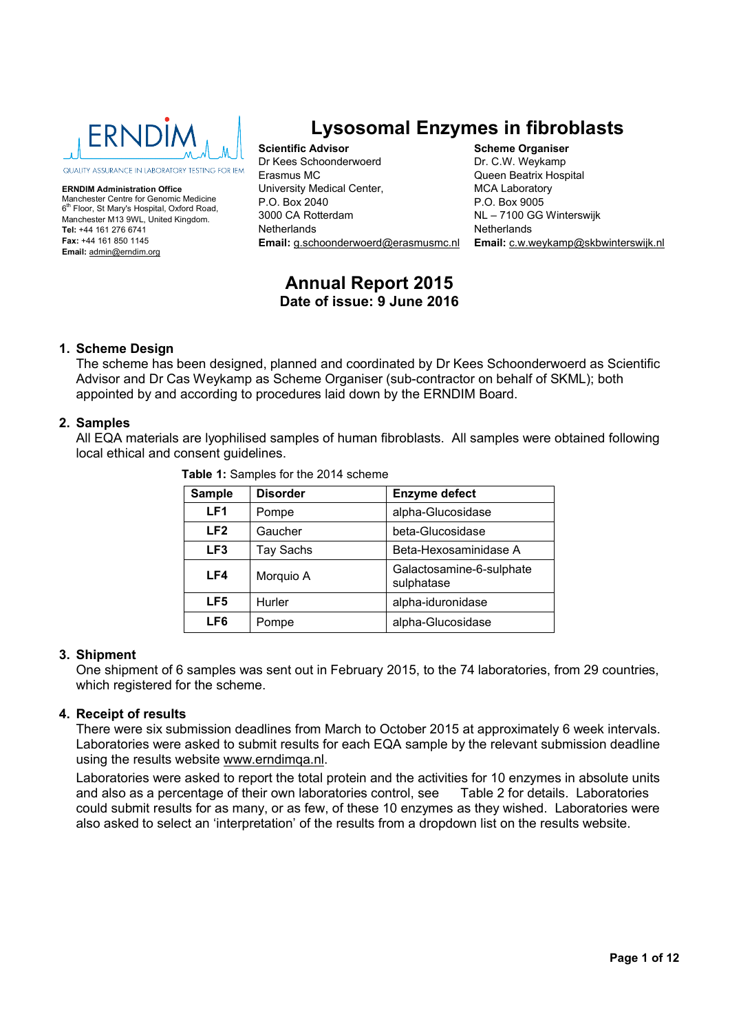ERNDIM

QUALITY ASSURANCE IN LABORATORY TESTING FOR IEM

**ERNDIM Administration Office**
Manchester Centre for Genomic Medicine
6th Floor, St Mary's Hospital, Oxford Road,
Manchester M13 9WL, United Kingdom.
**Tel:** +44 161 276 6741
**Fax:** +44 161 850 1145
**Email:** admin@erndim.org

# Lysosomal Enzymes in fibroblasts

**Scientific Advisor**
Dr Kees Schoonderwoerd
Erasmus MC
University Medical Center,
P.O. Box 2040
3000 CA Rotterdam
Netherlands
**Email:** g.schoonderwoerd@erasmusmc.nl

**Scheme Organiser**
Dr. C.W. Weykamp
Queen Beatrix Hospital
MCA Laboratory
P.O. Box 9005
NL – 7100 GG Winterswijk
Netherlands
**Email:** c.w.weykamp@skbwinterswijk.nl

## Annual Report 2015

**Date of issue: 9 June 2016**

### 1. Scheme Design

The scheme has been designed, planned and coordinated by Dr Kees Schoonderwoerd as Scientific Advisor and Dr Cas Weykamp as Scheme Organiser (sub-contractor on behalf of SKML); both appointed by and according to procedures laid down by the ERNDIM Board.

### 2. Samples

All EQA materials are lyophilised samples of human fibroblasts. All samples were obtained following local ethical and consent guidelines.

**Table 1:** Samples for the 2014 scheme

| Sample | Disorder | Enzyme defect |
|---|---|---|
| **LF1** | Pompe | alpha-Glucosidase |
| **LF2** | Gaucher | beta-Glucosidase |
| **LF3** | Tay Sachs | Beta-Hexosaminidase A |
| **LF4** | Morquio A | Galactosamine-6-sulphate sulphatase |
| **LF5** | Hurler | alpha-iduronidase |
| **LF6** | Pompe | alpha-Glucosidase |

### 3. Shipment

One shipment of 6 samples was sent out in February 2015, to the 74 laboratories, from 29 countries, which registered for the scheme.

### 4. Receipt of results

There were six submission deadlines from March to October 2015 at approximately 6 week intervals. Laboratories were asked to submit results for each EQA sample by the relevant submission deadline using the results website www.erndimqa.nl.

Laboratories were asked to report the total protein and the activities for 10 enzymes in absolute units and also as a percentage of their own laboratories control, see Table 2 for details. Laboratories could submit results for as many, or as few, of these 10 enzymes as they wished. Laboratories were also asked to select an 'interpretation' of the results from a dropdown list on the results website.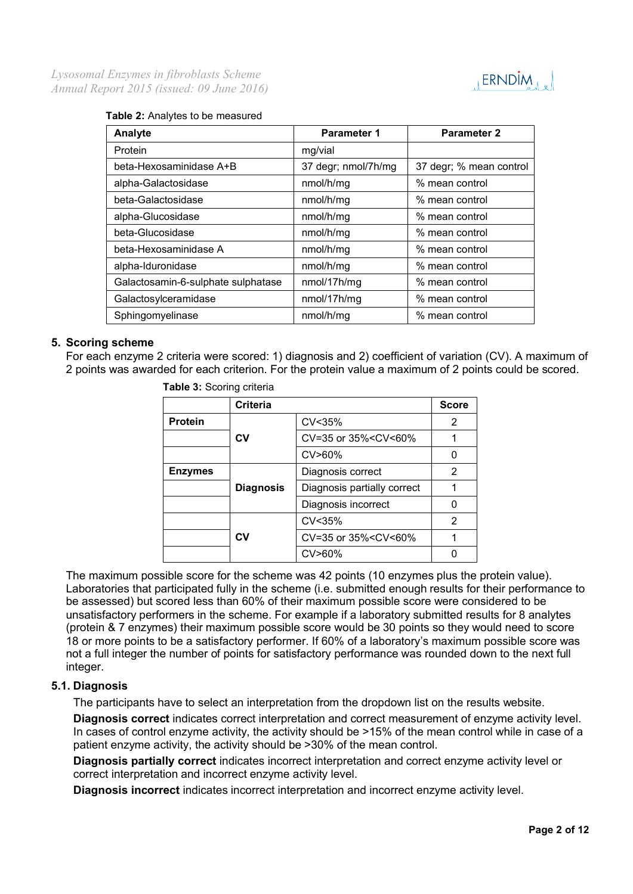**Table 2:** Analytes to be measured

| Analyte | Parameter 1 | Parameter 2 |
|---|---|---|
| Protein | mg/vial | |
| beta-Hexosaminidase A+B | 37 degr; nmol/7h/mg | 37 degr; % mean control |
| alpha-Galactosidase | nmol/h/mg | % mean control |
| beta-Galactosidase | nmol/h/mg | % mean control |
| alpha-Glucosidase | nmol/h/mg | % mean control |
| beta-Glucosidase | nmol/h/mg | % mean control |
| beta-Hexosaminidase A | nmol/h/mg | % mean control |
| alpha-Iduronidase | nmol/h/mg | % mean control |
| Galactosamin-6-sulphate sulphatase | nmol/17h/mg | % mean control |
| Galactosylceramidase | nmol/17h/mg | % mean control |
| Sphingomyelinase | nmol/h/mg | % mean control |

## 5. Scoring scheme

For each enzyme 2 criteria were scored: 1) diagnosis and 2) coefficient of variation (CV). A maximum of 2 points was awarded for each criterion. For the protein value a maximum of 2 points could be scored.

**Table 3:** Scoring criteria

| | Criteria | | Score |
|---|---|---|---|
| **Protein** | | CV<35% | 2 |
| | **CV** | CV=35 or 35%<CV<60% | 1 |
| | | CV>60% | 0 |
| **Enzymes** | | Diagnosis correct | 2 |
| | **Diagnosis** | Diagnosis partially correct | 1 |
| | | Diagnosis incorrect | 0 |
| | | CV<35% | 2 |
| | **CV** | CV=35 or 35%<CV<60% | 1 |
| | | CV>60% | 0 |

The maximum possible score for the scheme was 42 points (10 enzymes plus the protein value). Laboratories that participated fully in the scheme (i.e. submitted enough results for their performance to be assessed) but scored less than 60% of their maximum possible score were considered to be unsatisfactory performers in the scheme. For example if a laboratory submitted results for 8 analytes (protein & 7 enzymes) their maximum possible score would be 30 points so they would need to score 18 or more points to be a satisfactory performer. If 60% of a laboratory's maximum possible score was not a full integer the number of points for satisfactory performance was rounded down to the next full integer.

### 5.1. Diagnosis

The participants have to select an interpretation from the dropdown list on the results website.

**Diagnosis correct** indicates correct interpretation and correct measurement of enzyme activity level. In cases of control enzyme activity, the activity should be >15% of the mean control while in case of a patient enzyme activity, the activity should be >30% of the mean control.

**Diagnosis partially correct** indicates incorrect interpretation and correct enzyme activity level or correct interpretation and incorrect enzyme activity level.

**Diagnosis incorrect** indicates incorrect interpretation and incorrect enzyme activity level.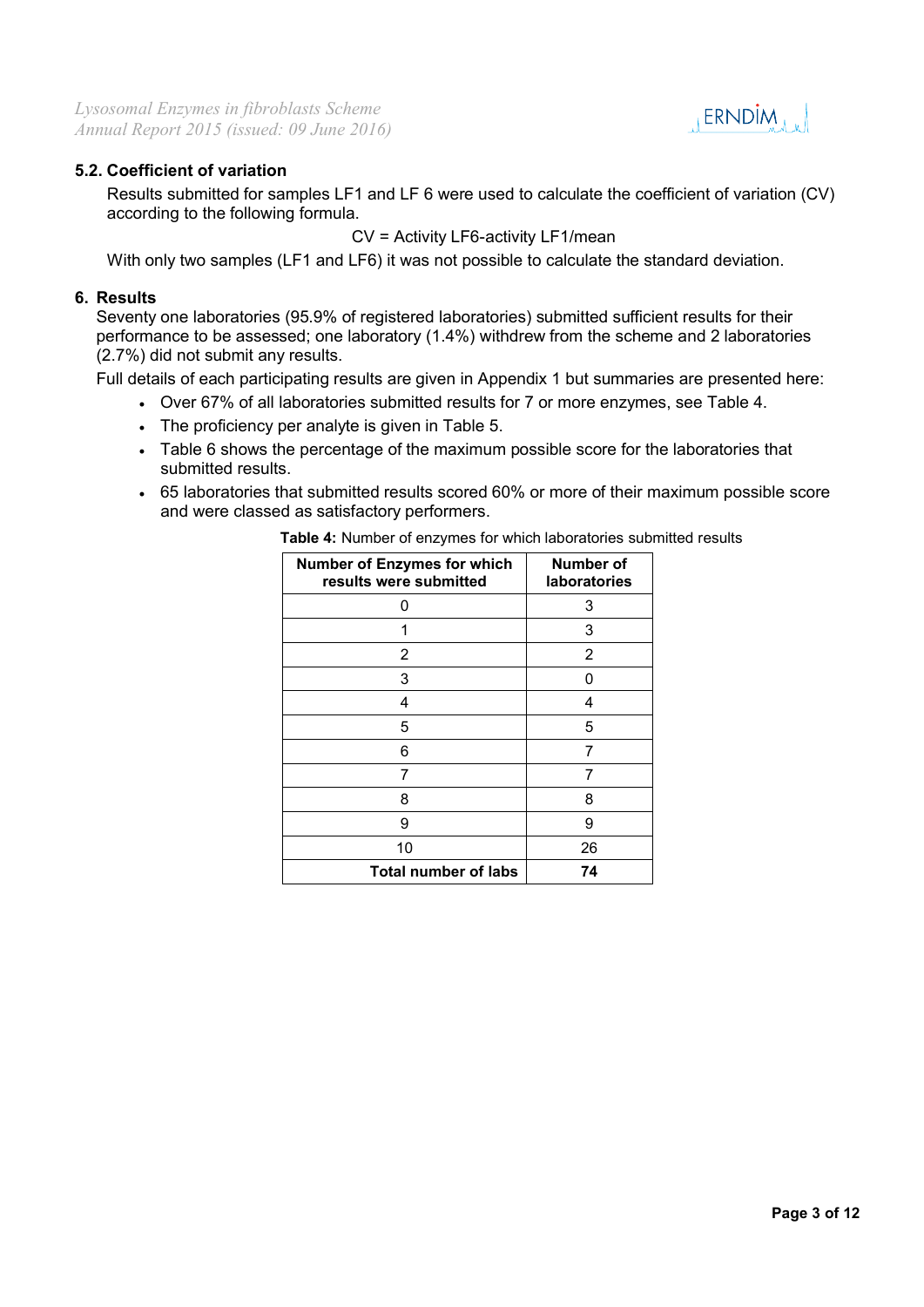### 5.2. Coefficient of variation

Results submitted for samples LF1 and LF 6 were used to calculate the coefficient of variation (CV) according to the following formula.

CV = Activity LF6-activity LF1/mean

With only two samples (LF1 and LF6) it was not possible to calculate the standard deviation.

## 6. Results

Seventy one laboratories (95.9% of registered laboratories) submitted sufficient results for their performance to be assessed; one laboratory (1.4%) withdrew from the scheme and 2 laboratories (2.7%) did not submit any results.

Full details of each participating results are given in Appendix 1 but summaries are presented here:

- Over 67% of all laboratories submitted results for 7 or more enzymes, see Table 4.
- The proficiency per analyte is given in Table 5.
- Table 6 shows the percentage of the maximum possible score for the laboratories that submitted results.
- 65 laboratories that submitted results scored 60% or more of their maximum possible score and were classed as satisfactory performers.

**Table 4:** Number of enzymes for which laboratories submitted results

| Number of Enzymes for which results were submitted | Number of laboratories |
|---|---|
| 0 | 3 |
| 1 | 3 |
| 2 | 2 |
| 3 | 0 |
| 4 | 4 |
| 5 | 5 |
| 6 | 7 |
| 7 | 7 |
| 8 | 8 |
| 9 | 9 |
| 10 | 26 |
| **Total number of labs** | **74** |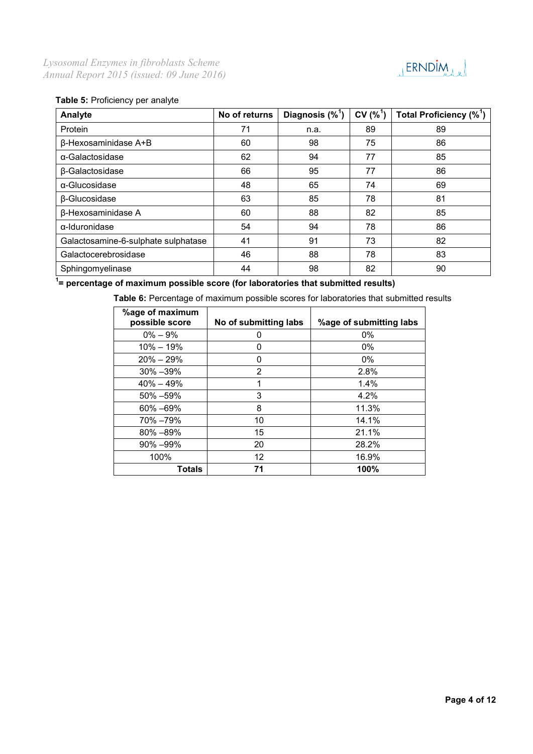**Table 5:** Proficiency per analyte

| Analyte | No of returns | Diagnosis (%[1]) | CV (%[1]) | Total Proficiency (%[1]) |
|---|---|---|---|---|
| Protein | 71 | n.a. | 89 | 89 |
| β-Hexosaminidase A+B | 60 | 98 | 75 | 86 |
| α-Galactosidase | 62 | 94 | 77 | 85 |
| β-Galactosidase | 66 | 95 | 77 | 86 |
| α-Glucosidase | 48 | 65 | 74 | 69 |
| β-Glucosidase | 63 | 85 | 78 | 81 |
| β-Hexosaminidase A | 60 | 88 | 82 | 85 |
| α-Iduronidase | 54 | 94 | 78 | 86 |
| Galactosamine-6-sulphate sulphatase | 41 | 91 | 73 | 82 |
| Galactocerebrosidase | 46 | 88 | 78 | 83 |
| Sphingomyelinase | 44 | 98 | 82 | 90 |

**[1]= percentage of maximum possible score (for laboratories that submitted results)**

**Table 6:** Percentage of maximum possible scores for laboratories that submitted results

| %age of maximum possible score | No of submitting labs | %age of submitting labs |
|---|---|---|
| 0% – 9% | 0 | 0% |
| 10% – 19% | 0 | 0% |
| 20% – 29% | 0 | 0% |
| 30% –39% | 2 | 2.8% |
| 40% – 49% | 1 | 1.4% |
| 50% –59% | 3 | 4.2% |
| 60% –69% | 8 | 11.3% |
| 70% –79% | 10 | 14.1% |
| 80% –89% | 15 | 21.1% |
| 90% –99% | 20 | 28.2% |
| 100% | 12 | 16.9% |
| **Totals** | **71** | **100%** |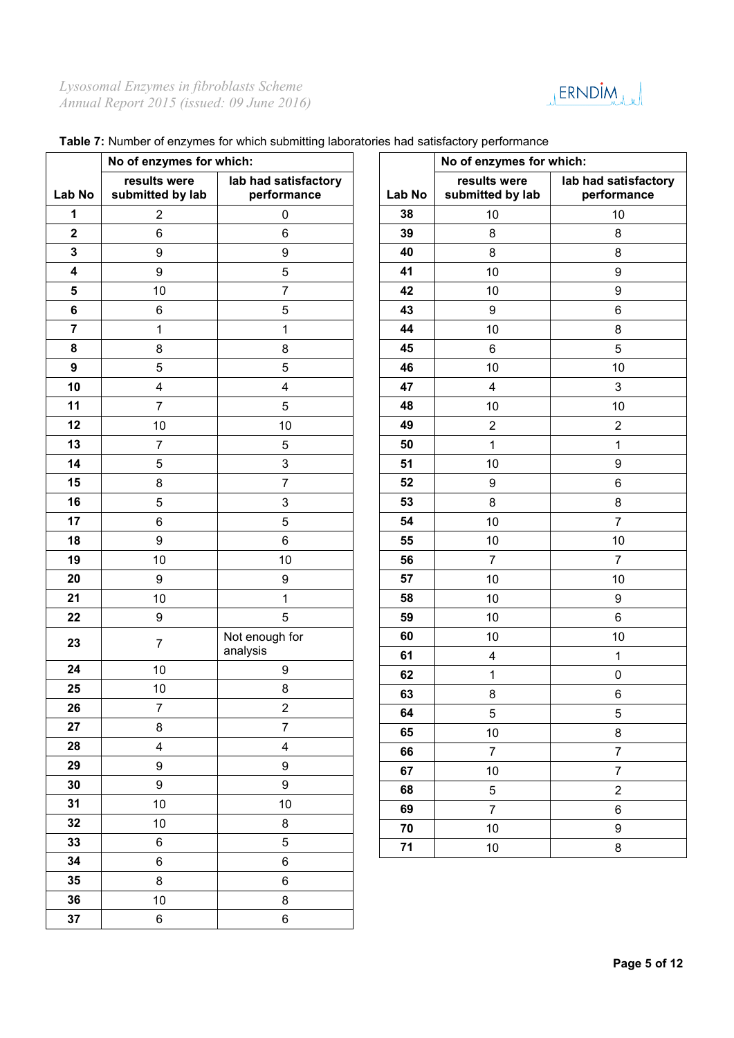**Table 7:** Number of enzymes for which submitting laboratories had satisfactory performance

| Lab No | No of enzymes for which: results were submitted by lab | lab had satisfactory performance |
|---|---|---|
| 1 | 2 | 0 |
| 2 | 6 | 6 |
| 3 | 9 | 9 |
| 4 | 9 | 5 |
| 5 | 10 | 7 |
| 6 | 6 | 5 |
| 7 | 1 | 1 |
| 8 | 8 | 8 |
| 9 | 5 | 5 |
| 10 | 4 | 4 |
| 11 | 7 | 5 |
| 12 | 10 | 10 |
| 13 | 7 | 5 |
| 14 | 5 | 3 |
| 15 | 8 | 7 |
| 16 | 5 | 3 |
| 17 | 6 | 5 |
| 18 | 9 | 6 |
| 19 | 10 | 10 |
| 20 | 9 | 9 |
| 21 | 10 | 1 |
| 22 | 9 | 5 |
| 23 | 7 | Not enough for analysis |
| 24 | 10 | 9 |
| 25 | 10 | 8 |
| 26 | 7 | 2 |
| 27 | 8 | 7 |
| 28 | 4 | 4 |
| 29 | 9 | 9 |
| 30 | 9 | 9 |
| 31 | 10 | 10 |
| 32 | 10 | 8 |
| 33 | 6 | 5 |
| 34 | 6 | 6 |
| 35 | 8 | 6 |
| 36 | 10 | 8 |
| 37 | 6 | 6 |
| 38 | 10 | 10 |
| 39 | 8 | 8 |
| 40 | 8 | 8 |
| 41 | 10 | 9 |
| 42 | 10 | 9 |
| 43 | 9 | 6 |
| 44 | 10 | 8 |
| 45 | 6 | 5 |
| 46 | 10 | 10 |
| 47 | 4 | 3 |
| 48 | 10 | 10 |
| 49 | 2 | 2 |
| 50 | 1 | 1 |
| 51 | 10 | 9 |
| 52 | 9 | 6 |
| 53 | 8 | 8 |
| 54 | 10 | 7 |
| 55 | 10 | 10 |
| 56 | 7 | 7 |
| 57 | 10 | 10 |
| 58 | 10 | 9 |
| 59 | 10 | 6 |
| 60 | 10 | 10 |
| 61 | 4 | 1 |
| 62 | 1 | 0 |
| 63 | 8 | 6 |
| 64 | 5 | 5 |
| 65 | 10 | 8 |
| 66 | 7 | 7 |
| 67 | 10 | 7 |
| 68 | 5 | 2 |
| 69 | 7 | 6 |
| 70 | 10 | 9 |
| 71 | 10 | 8 |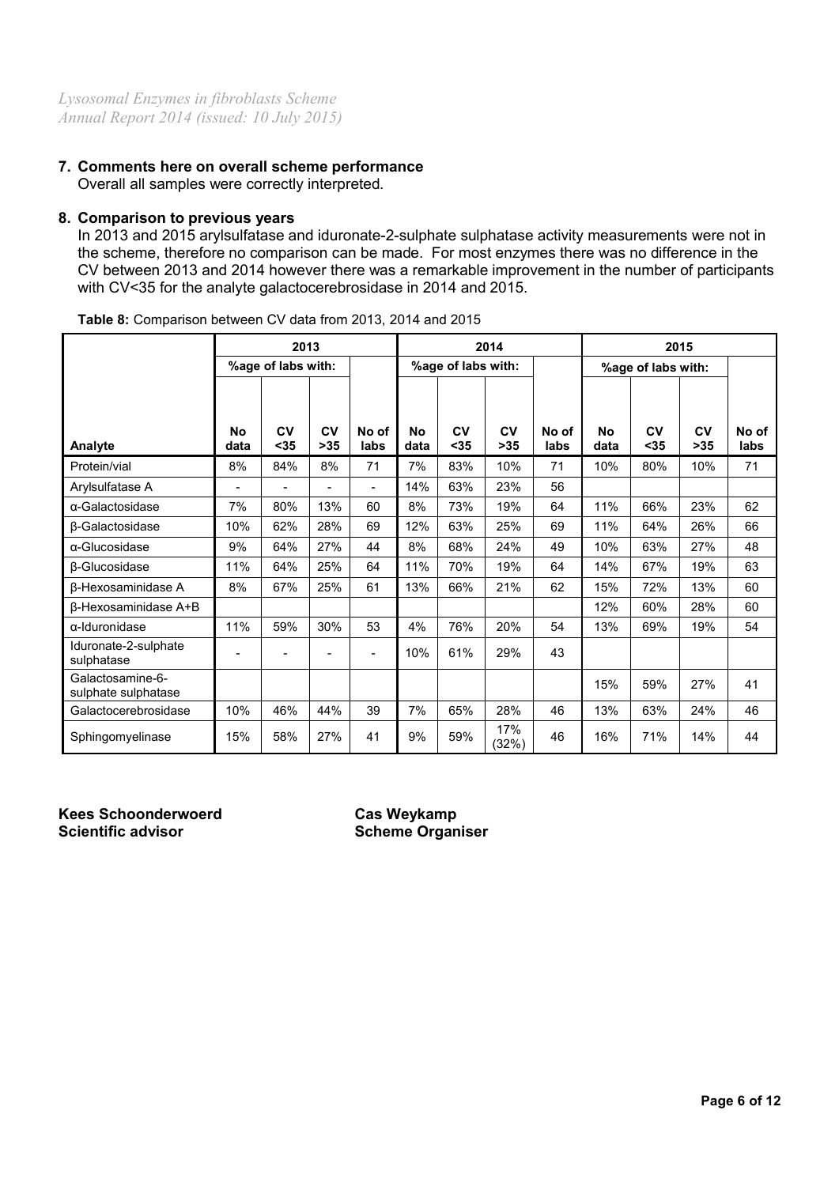## 7. Comments here on overall scheme performance

Overall all samples were correctly interpreted.

## 8. Comparison to previous years

In 2013 and 2015 arylsulfatase and iduronate-2-sulphate sulphatase activity measurements were not in the scheme, therefore no comparison can be made. For most enzymes there was no difference in the CV between 2013 and 2014 however there was a remarkable improvement in the number of participants with CV<35 for the analyte galactocerebrosidase in 2014 and 2015.

**Table 8:** Comparison between CV data from 2013, 2014 and 2015

| | 2013 | | | | 2014 | | | | 2015 | | | |
|---|---|---|---|---|---|---|---|---|---|---|---|---|
| | %age of labs with: | | | | %age of labs with: | | | | %age of labs with: | | | |
| Analyte | No data | CV <35 | CV >35 | No of labs | No data | CV <35 | CV >35 | No of labs | No data | CV <35 | CV >35 | No of labs |
| Protein/vial | 8% | 84% | 8% | 71 | 7% | 83% | 10% | 71 | 10% | 80% | 10% | 71 |
| Arylsulfatase A | - | - | - | - | 14% | 63% | 23% | 56 | | | | |
| α-Galactosidase | 7% | 80% | 13% | 60 | 8% | 73% | 19% | 64 | 11% | 66% | 23% | 62 |
| β-Galactosidase | 10% | 62% | 28% | 69 | 12% | 63% | 25% | 69 | 11% | 64% | 26% | 66 |
| α-Glucosidase | 9% | 64% | 27% | 44 | 8% | 68% | 24% | 49 | 10% | 63% | 27% | 48 |
| β-Glucosidase | 11% | 64% | 25% | 64 | 11% | 70% | 19% | 64 | 14% | 67% | 19% | 63 |
| β-Hexosaminidase A | 8% | 67% | 25% | 61 | 13% | 66% | 21% | 62 | 15% | 72% | 13% | 60 |
| β-Hexosaminidase A+B | | | | | | | | | 12% | 60% | 28% | 60 |
| α-Iduronidase | 11% | 59% | 30% | 53 | 4% | 76% | 20% | 54 | 13% | 69% | 19% | 54 |
| Iduronate-2-sulphate sulphatase | - | - | - | - | 10% | 61% | 29% | 43 | | | | |
| Galactosamine-6-sulphate sulphatase | | | | | | | | | 15% | 59% | 27% | 41 |
| Galactocerebrosidase | 10% | 46% | 44% | 39 | 7% | 65% | 28% | 46 | 13% | 63% | 24% | 46 |
| Sphingomyelinase | 15% | 58% | 27% | 41 | 9% | 59% | 17% (32%) | 46 | 16% | 71% | 14% | 44 |

**Kees Schoonderwoerd**
**Scientific advisor**

**Cas Weykamp**
**Scheme Organiser**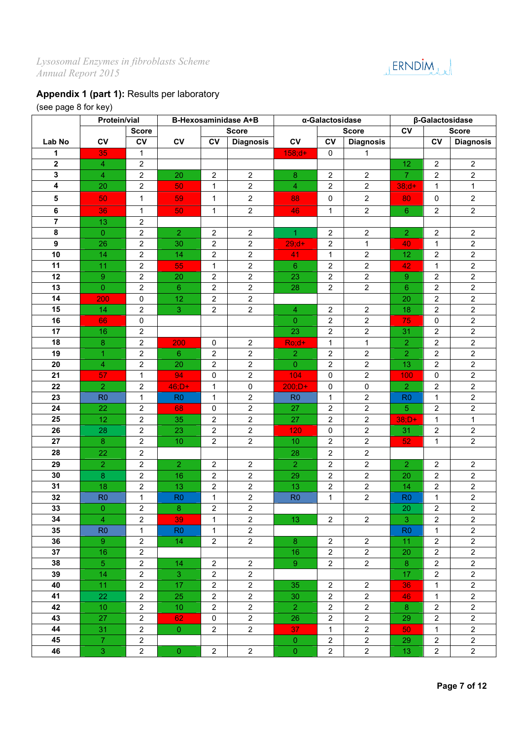## Appendix 1 (part 1): Results per laboratory

(see page 8 for key)

| Lab No | Protein/vial | | B-Hexosaminidase A+B | | | α-Galactosidase | | | β-Galactosidase | | |
|---|---|---|---|---|---|---|---|---|---|---|---|
| | CV | Score CV | CV | Score CV | Score Diagnosis | CV | Score CV | Score Diagnosis | CV | Score CV | Score Diagnosis |
| 1 | 35 | 1 | | | | 158;d+ | 0 | 1 | | | |
| 2 | 4 | 2 | | | | | | | 12 | 2 | 2 |
| 3 | 4 | 2 | 20 | 2 | 2 | 8 | 2 | 2 | 7 | 2 | 2 |
| 4 | 20 | 2 | 50 | 1 | 2 | 4 | 2 | 2 | 38;d+ | 1 | 1 |
| 5 | 50 | 1 | 59 | 1 | 2 | 88 | 0 | 2 | 80 | 0 | 2 |
| 6 | 36 | 1 | 50 | 1 | 2 | 46 | 1 | 2 | 6 | 2 | 2 |
| 7 | 13 | 2 | | | | | | | | | |
| 8 | 0 | 2 | 2 | 2 | 2 | 1 | 2 | 2 | 2 | 2 | 2 |
| 9 | 26 | 2 | 30 | 2 | 2 | 29;d+ | 2 | 1 | 40 | 1 | 2 |
| 10 | 14 | 2 | 14 | 2 | 2 | 41 | 1 | 2 | 12 | 2 | 2 |
| 11 | 11 | 2 | 55 | 1 | 2 | 6 | 2 | 2 | 42 | 1 | 2 |
| 12 | 9 | 2 | 20 | 2 | 2 | 23 | 2 | 2 | 9 | 2 | 2 |
| 13 | 0 | 2 | 6 | 2 | 2 | 28 | 2 | 2 | 6 | 2 | 2 |
| 14 | 200 | 0 | 12 | 2 | 2 | | | | 20 | 2 | 2 |
| 15 | 14 | 2 | 3 | 2 | 2 | 4 | 2 | 2 | 18 | 2 | 2 |
| 16 | 66 | 0 | | | | 0 | 2 | 2 | 75 | 0 | 2 |
| 17 | 16 | 2 | | | | 23 | 2 | 2 | 31 | 2 | 2 |
| 18 | 8 | 2 | 200 | 0 | 2 | Ro;d+ | 1 | 1 | 2 | 2 | 2 |
| 19 | 1 | 2 | 6 | 2 | 2 | 2 | 2 | 2 | 2 | 2 | 2 |
| 20 | 4 | 2 | 20 | 2 | 2 | 0 | 2 | 2 | 13 | 2 | 2 |
| 21 | 57 | 1 | 94 | 0 | 2 | 104 | 0 | 2 | 100 | 0 | 2 |
| 22 | 2 | 2 | 46;D+ | 1 | 0 | 200;D+ | 0 | 0 | 2 | 2 | 2 |
| 23 | R0 | 1 | R0 | 1 | 2 | R0 | 1 | 2 | R0 | 1 | 2 |
| 24 | 22 | 2 | 68 | 0 | 2 | 27 | 2 | 2 | 5 | 2 | 2 |
| 25 | 12 | 2 | 35 | 2 | 2 | 27 | 2 | 2 | 38;D+ | 1 | 1 |
| 26 | 28 | 2 | 23 | 2 | 2 | 120 | 0 | 2 | 31 | 2 | 2 |
| 27 | 8 | 2 | 10 | 2 | 2 | 10 | 2 | 2 | 52 | 1 | 2 |
| 28 | 22 | 2 | | | | 28 | 2 | 2 | | | |
| 29 | 2 | 2 | 2 | 2 | 2 | 2 | 2 | 2 | 2 | 2 | 2 |
| 30 | 8 | 2 | 16 | 2 | 2 | 29 | 2 | 2 | 20 | 2 | 2 |
| 31 | 18 | 2 | 13 | 2 | 2 | 13 | 2 | 2 | 14 | 2 | 2 |
| 32 | R0 | 1 | R0 | 1 | 2 | R0 | 1 | 2 | R0 | 1 | 2 |
| 33 | 0 | 2 | 8 | 2 | 2 | | | | 20 | 2 | 2 |
| 34 | 4 | 2 | 39 | 1 | 2 | 13 | 2 | 2 | 3 | 2 | 2 |
| 35 | R0 | 1 | R0 | 1 | 2 | | | | R0 | 1 | 2 |
| 36 | 9 | 2 | 14 | 2 | 2 | 8 | 2 | 2 | 11 | 2 | 2 |
| 37 | 16 | 2 | | | | 16 | 2 | 2 | 20 | 2 | 2 |
| 38 | 5 | 2 | 14 | 2 | 2 | 9 | 2 | 2 | 8 | 2 | 2 |
| 39 | 14 | 2 | 3 | 2 | 2 | | | | 17 | 2 | 2 |
| 40 | 11 | 2 | 17 | 2 | 2 | 35 | 2 | 2 | 36 | 1 | 2 |
| 41 | 22 | 2 | 25 | 2 | 2 | 30 | 2 | 2 | 46 | 1 | 2 |
| 42 | 10 | 2 | 10 | 2 | 2 | 2 | 2 | 2 | 8 | 2 | 2 |
| 43 | 27 | 2 | 62 | 0 | 2 | 26 | 2 | 2 | 29 | 2 | 2 |
| 44 | 31 | 2 | 0 | 2 | 2 | 37 | 1 | 2 | 50 | 1 | 2 |
| 45 | 7 | 2 | | | | 0 | 2 | 2 | 29 | 2 | 2 |
| 46 | 3 | 2 | 0 | 2 | 2 | 0 | 2 | 2 | 13 | 2 | 2 |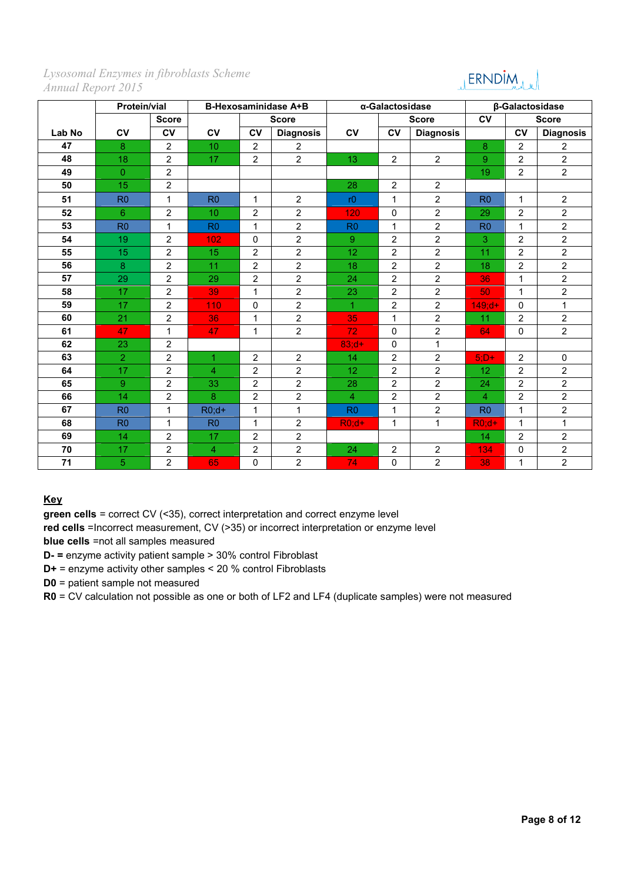| Lab No | Protein/vial | | B-Hexosaminidase A+B | | | α-Galactosidase | | | β-Galactosidase | | |
|---|---|---|---|---|---|---|---|---|---|---|---|
| | | Score | | Score | | | Score | | CV | Score | |
| | CV | CV | CV | CV | Diagnosis | CV | CV | Diagnosis | | CV | Diagnosis |
| 47 | 8 | 2 | 10 | 2 | 2 | | | | 8 | 2 | 2 |
| 48 | 18 | 2 | 17 | 2 | 2 | 13 | 2 | 2 | 9 | 2 | 2 |
| 49 | 0 | 2 | | | | | | | 19 | 2 | 2 |
| 50 | 15 | 2 | | | | 28 | 2 | 2 | | | |
| 51 | R0 | 1 | R0 | 1 | 2 | r0 | 1 | 2 | R0 | 1 | 2 |
| 52 | 6 | 2 | 10 | 2 | 2 | 120 | 0 | 2 | 29 | 2 | 2 |
| 53 | R0 | 1 | R0 | 1 | 2 | R0 | 1 | 2 | R0 | 1 | 2 |
| 54 | 19 | 2 | 102 | 0 | 2 | 9 | 2 | 2 | 3 | 2 | 2 |
| 55 | 15 | 2 | 15 | 2 | 2 | 12 | 2 | 2 | 11 | 2 | 2 |
| 56 | 8 | 2 | 11 | 2 | 2 | 18 | 2 | 2 | 18 | 2 | 2 |
| 57 | 29 | 2 | 29 | 2 | 2 | 24 | 2 | 2 | 36 | 1 | 2 |
| 58 | 17 | 2 | 39 | 1 | 2 | 23 | 2 | 2 | 50 | 1 | 2 |
| 59 | 17 | 2 | 110 | 0 | 2 | 1 | 2 | 2 | 149;d+ | 0 | 1 |
| 60 | 21 | 2 | 36 | 1 | 2 | 35 | 1 | 2 | 11 | 2 | 2 |
| 61 | 47 | 1 | 47 | 1 | 2 | 72 | 0 | 2 | 64 | 0 | 2 |
| 62 | 23 | 2 | | | | 83;d+ | 0 | 1 | | | |
| 63 | 2 | 2 | 1 | 2 | 2 | 14 | 2 | 2 | 5;D+ | 2 | 0 |
| 64 | 17 | 2 | 4 | 2 | 2 | 12 | 2 | 2 | 12 | 2 | 2 |
| 65 | 9 | 2 | 33 | 2 | 2 | 28 | 2 | 2 | 24 | 2 | 2 |
| 66 | 14 | 2 | 8 | 2 | 2 | 4 | 2 | 2 | 4 | 2 | 2 |
| 67 | R0 | 1 | R0;d+ | 1 | 1 | R0 | 1 | 2 | R0 | 1 | 2 |
| 68 | R0 | 1 | R0 | 1 | 2 | R0;d+ | 1 | 1 | R0;d+ | 1 | 1 |
| 69 | 14 | 2 | 17 | 2 | 2 | | | | 14 | 2 | 2 |
| 70 | 17 | 2 | 4 | 2 | 2 | 24 | 2 | 2 | 134 | 0 | 2 |
| 71 | 5 | 2 | 65 | 0 | 2 | 74 | 0 | 2 | 38 | 1 | 2 |

**Key**

**green cells** = correct CV (<35), correct interpretation and correct enzyme level
**red cells** =Incorrect measurement, CV (>35) or incorrect interpretation or enzyme level
**blue cells** =not all samples measured
**D- =** enzyme activity patient sample > 30% control Fibroblast
**D+** = enzyme activity other samples < 20 % control Fibroblasts
**D0** = patient sample not measured
**R0** = CV calculation not possible as one or both of LF2 and LF4 (duplicate samples) were not measured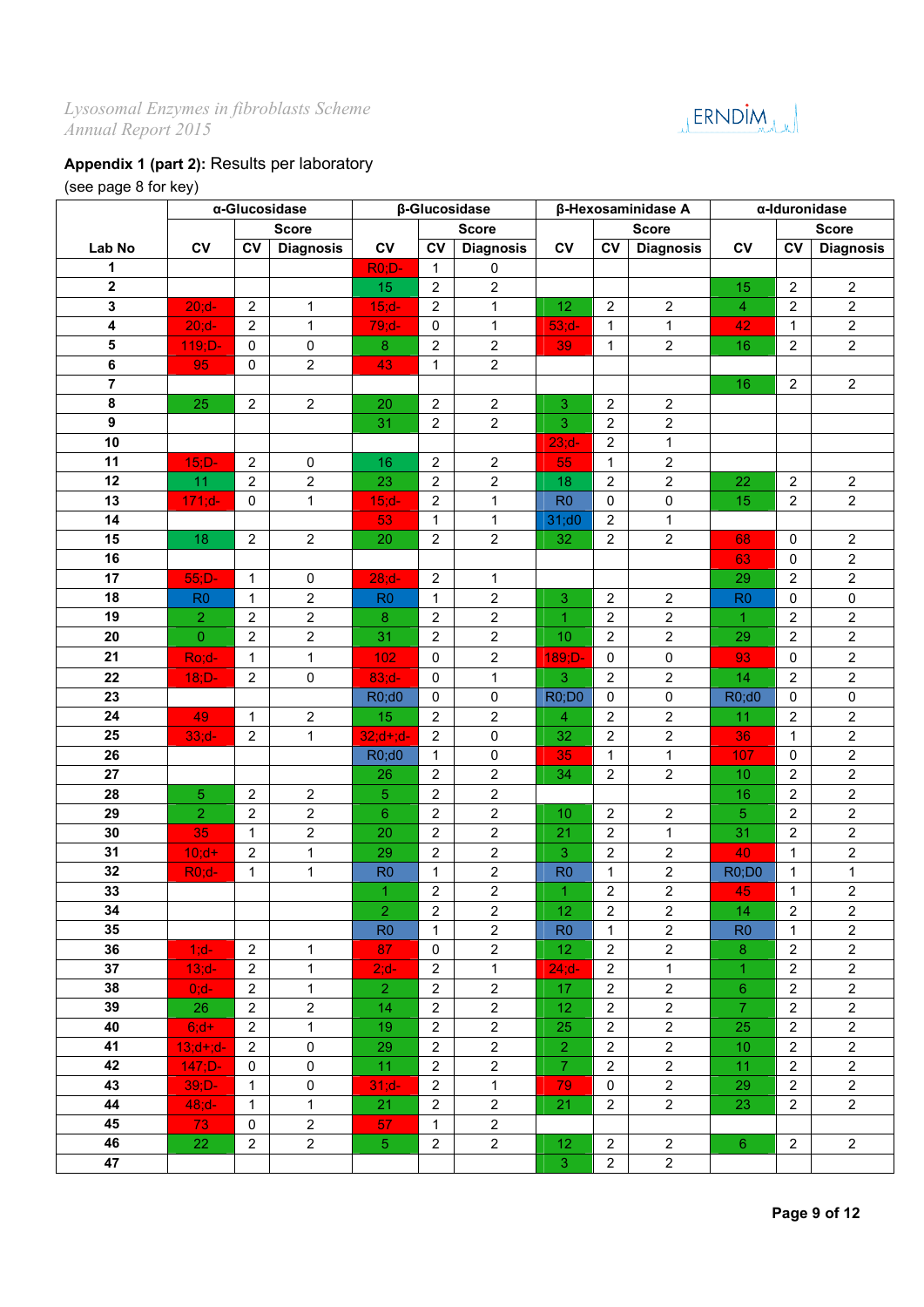**Appendix 1 (part 2):** Results per laboratory

(see page 8 for key)

| | α-Glucosidase | | | β-Glucosidase | | | β-Hexosaminidase A | | | α-Iduronidase | | |
|---|---|---|---|---|---|---|---|---|---|---|---|---|
| | | Score | | | Score | | | Score | | | Score | |
| Lab No | CV | CV | Diagnosis | CV | CV | Diagnosis | CV | CV | Diagnosis | CV | CV | Diagnosis |
| 1 | | | | R0;D- | 1 | 0 | | | | | | |
| 2 | | | | 15 | 2 | 2 | | | | 15 | 2 | 2 |
| 3 | 20;d- | 2 | 1 | 15;d- | 2 | 1 | 12 | 2 | 2 | 4 | 2 | 2 |
| 4 | 20;d- | 2 | 1 | 79;d- | 0 | 1 | 53;d- | 1 | 1 | 42 | 1 | 2 |
| 5 | 119;D- | 0 | 0 | 8 | 2 | 2 | 39 | 1 | 2 | 16 | 2 | 2 |
| 6 | 95 | 0 | 2 | 43 | 1 | 2 | | | | | | |
| 7 | | | | | | | | | | 16 | 2 | 2 |
| 8 | 25 | 2 | 2 | 20 | 2 | 2 | 3 | 2 | 2 | | | |
| 9 | | | | 31 | 2 | 2 | 3 | 2 | 2 | | | |
| 10 | | | | | | | 23;d- | 2 | 1 | | | |
| 11 | 15;D- | 2 | 0 | 16 | 2 | 2 | 55 | 1 | 2 | | | |
| 12 | 11 | 2 | 2 | 23 | 2 | 2 | 18 | 2 | 2 | 22 | 2 | 2 |
| 13 | 171;d- | 0 | 1 | 15;d- | 2 | 1 | R0 | 0 | 0 | 15 | 2 | 2 |
| 14 | | | | 53 | 1 | 1 | 31;d0 | 2 | 1 | | | |
| 15 | 18 | 2 | 2 | 20 | 2 | 2 | 32 | 2 | 2 | 68 | 0 | 2 |
| 16 | | | | | | | | | | 63 | 0 | 2 |
| 17 | 55;D- | 1 | 0 | 28;d- | 2 | 1 | | | | 29 | 2 | 2 |
| 18 | R0 | 1 | 2 | R0 | 1 | 2 | 3 | 2 | 2 | R0 | 0 | 0 |
| 19 | 2 | 2 | 2 | 8 | 2 | 2 | 1 | 2 | 2 | 1 | 2 | 2 |
| 20 | 0 | 2 | 2 | 31 | 2 | 2 | 10 | 2 | 2 | 29 | 2 | 2 |
| 21 | Ro;d- | 1 | 1 | 102 | 0 | 2 | 189;D- | 0 | 0 | 93 | 0 | 2 |
| 22 | 18;D- | 2 | 0 | 83;d- | 0 | 1 | 3 | 2 | 2 | 14 | 2 | 2 |
| 23 | | | | R0;d0 | 0 | 0 | R0;D0 | 0 | 0 | R0;d0 | 0 | 0 |
| 24 | 49 | 1 | 2 | 15 | 2 | 2 | 4 | 2 | 2 | 11 | 2 | 2 |
| 25 | 33;d- | 2 | 1 | 32;d+;d- | 2 | 0 | 32 | 2 | 2 | 36 | 1 | 2 |
| 26 | | | | R0;d0 | 1 | 0 | 35 | 1 | 1 | 107 | 0 | 2 |
| 27 | | | | 26 | 2 | 2 | 34 | 2 | 2 | 10 | 2 | 2 |
| 28 | 5 | 2 | 2 | 5 | 2 | 2 | | | | 16 | 2 | 2 |
| 29 | 2 | 2 | 2 | 6 | 2 | 2 | 10 | 2 | 2 | 5 | 2 | 2 |
| 30 | 35 | 1 | 2 | 20 | 2 | 2 | 21 | 2 | 1 | 31 | 2 | 2 |
| 31 | 10;d+ | 2 | 1 | 29 | 2 | 2 | 3 | 2 | 2 | 40 | 1 | 2 |
| 32 | R0;d- | 1 | 1 | R0 | 1 | 2 | R0 | 1 | 2 | R0;D0 | 1 | 1 |
| 33 | | | | 1 | 2 | 2 | 1 | 2 | 2 | 45 | 1 | 2 |
| 34 | | | | 2 | 2 | 2 | 12 | 2 | 2 | 14 | 2 | 2 |
| 35 | | | | R0 | 1 | 2 | R0 | 1 | 2 | R0 | 1 | 2 |
| 36 | 1;d- | 2 | 1 | 87 | 0 | 2 | 12 | 2 | 2 | 8 | 2 | 2 |
| 37 | 13;d- | 2 | 1 | 2;d- | 2 | 1 | 24;d- | 2 | 1 | 1 | 2 | 2 |
| 38 | 0;d- | 2 | 1 | 2 | 2 | 2 | 17 | 2 | 2 | 6 | 2 | 2 |
| 39 | 26 | 2 | 2 | 14 | 2 | 2 | 12 | 2 | 2 | 7 | 2 | 2 |
| 40 | 6;d+ | 2 | 1 | 19 | 2 | 2 | 25 | 2 | 2 | 25 | 2 | 2 |
| 41 | 13;d+;d- | 2 | 0 | 29 | 2 | 2 | 2 | 2 | 2 | 10 | 2 | 2 |
| 42 | 147;D- | 0 | 0 | 11 | 2 | 2 | 7 | 2 | 2 | 11 | 2 | 2 |
| 43 | 39;D- | 1 | 0 | 31;d- | 2 | 1 | 79 | 0 | 2 | 29 | 2 | 2 |
| 44 | 48;d- | 1 | 1 | 21 | 2 | 2 | 21 | 2 | 2 | 23 | 2 | 2 |
| 45 | 73 | 0 | 2 | 57 | 1 | 2 | | | | | | |
| 46 | 22 | 2 | 2 | 5 | 2 | 2 | 12 | 2 | 2 | 6 | 2 | 2 |
| 47 | | | | | | | 3 | 2 | 2 | | | |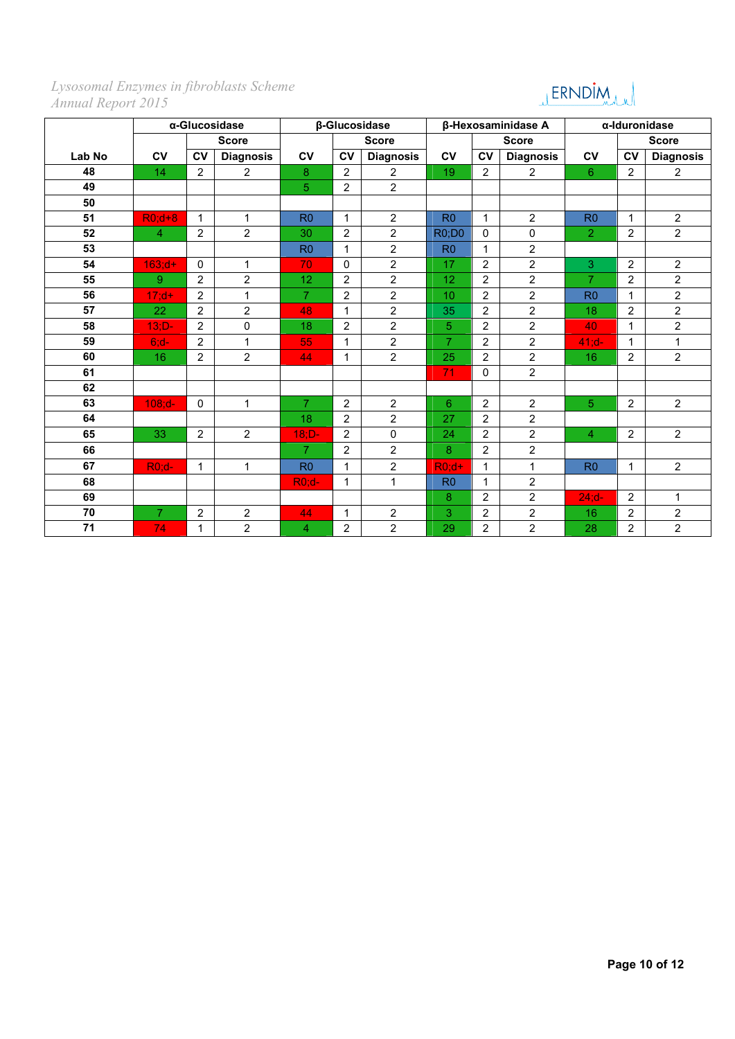| Lab No | α-Glucosidase | | | β-Glucosidase | | | β-Hexosaminidase A | | | α-Iduronidase | | |
|---|---|---|---|---|---|---|---|---|---|---|---|---|
| | CV | Score | | CV | Score | | CV | Score | | CV | Score | |
| | | CV | Diagnosis | | CV | Diagnosis | | CV | Diagnosis | | CV | Diagnosis |
| 48 | 14 | 2 | 2 | 8 | 2 | 2 | 19 | 2 | 2 | 6 | 2 | 2 |
| 49 | | | | 5 | 2 | 2 | | | | | | |
| 50 | | | | | | | | | | | | |
| 51 | R0;d+8 | 1 | 1 | R0 | 1 | 2 | R0 | 1 | 2 | R0 | 1 | 2 |
| 52 | 4 | 2 | 2 | 30 | 2 | 2 | R0;D0 | 0 | 0 | 2 | 2 | 2 |
| 53 | | | | R0 | 1 | 2 | R0 | 1 | 2 | | | |
| 54 | 163;d+ | 0 | 1 | 70 | 0 | 2 | 17 | 2 | 2 | 3 | 2 | 2 |
| 55 | 9 | 2 | 2 | 12 | 2 | 2 | 12 | 2 | 2 | 7 | 2 | 2 |
| 56 | 17;d+ | 2 | 1 | 7 | 2 | 2 | 10 | 2 | 2 | R0 | 1 | 2 |
| 57 | 22 | 2 | 2 | 48 | 1 | 2 | 35 | 2 | 2 | 18 | 2 | 2 |
| 58 | 13;D- | 2 | 0 | 18 | 2 | 2 | 5 | 2 | 2 | 40 | 1 | 2 |
| 59 | 6;d- | 2 | 1 | 55 | 1 | 2 | 7 | 2 | 2 | 41;d- | 1 | 1 |
| 60 | 16 | 2 | 2 | 44 | 1 | 2 | 25 | 2 | 2 | 16 | 2 | 2 |
| 61 | | | | | | | 71 | 0 | 2 | | | |
| 62 | | | | | | | | | | | | |
| 63 | 108;d- | 0 | 1 | 7 | 2 | 2 | 6 | 2 | 2 | 5 | 2 | 2 |
| 64 | | | | 18 | 2 | 2 | 27 | 2 | 2 | | | |
| 65 | 33 | 2 | 2 | 18;D- | 2 | 0 | 24 | 2 | 2 | 4 | 2 | 2 |
| 66 | | | | 7 | 2 | 2 | 8 | 2 | 2 | | | |
| 67 | R0;d- | 1 | 1 | R0 | 1 | 2 | R0;d+ | 1 | 1 | R0 | 1 | 2 |
| 68 | | | | R0;d- | 1 | 1 | R0 | 1 | 2 | | | |
| 69 | | | | | | | 8 | 2 | 2 | 24;d- | 2 | 1 |
| 70 | 7 | 2 | 2 | 44 | 1 | 2 | 3 | 2 | 2 | 16 | 2 | 2 |
| 71 | 74 | 1 | 2 | 4 | 2 | 2 | 29 | 2 | 2 | 28 | 2 | 2 |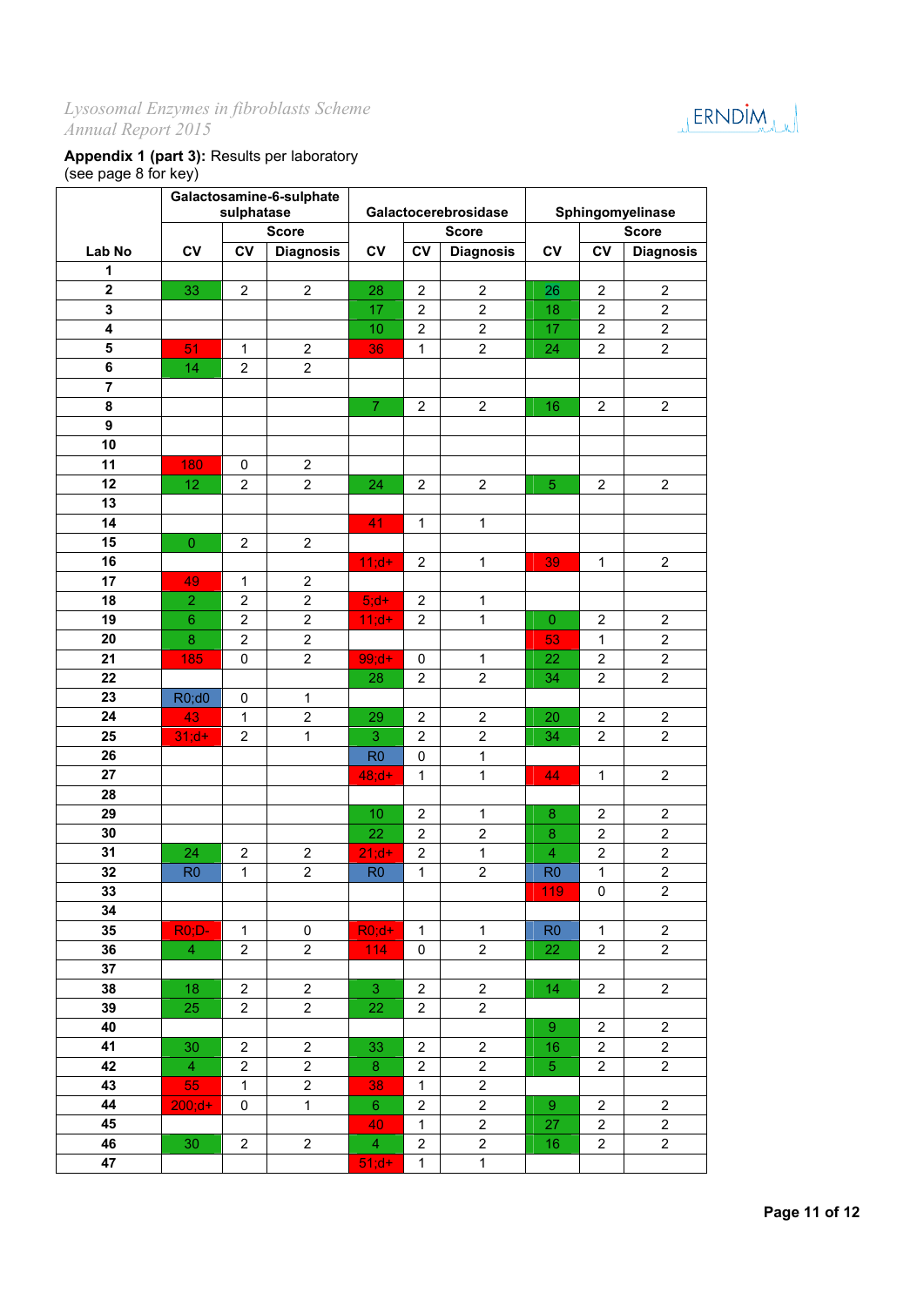**Appendix 1 (part 3):** Results per laboratory
(see page 8 for key)

| Lab No | Galactosamine-6-sulphate sulphatase | | | Galactocerebrosidase | | | Sphingomyelinase | | |
|---|---|---|---|---|---|---|---|---|---|
| | | Score | | | Score | | | Score | |
| | CV | CV | Diagnosis | CV | CV | Diagnosis | CV | CV | Diagnosis |
| 1 | | | | | | | | | |
| 2 | 33 | 2 | 2 | 28 | 2 | 2 | 26 | 2 | 2 |
| 3 | | | | 17 | 2 | 2 | 18 | 2 | 2 |
| 4 | | | | 10 | 2 | 2 | 17 | 2 | 2 |
| 5 | 51 | 1 | 2 | 36 | 1 | 2 | 24 | 2 | 2 |
| 6 | 14 | 2 | 2 | | | | | | |
| 7 | | | | | | | | | |
| 8 | | | | 7 | 2 | 2 | 16 | 2 | 2 |
| 9 | | | | | | | | | |
| 10 | | | | | | | | | |
| 11 | 180 | 0 | 2 | | | | | | |
| 12 | 12 | 2 | 2 | 24 | 2 | 2 | 5 | 2 | 2 |
| 13 | | | | | | | | | |
| 14 | | | | 41 | 1 | 1 | | | |
| 15 | 0 | 2 | 2 | | | | | | |
| 16 | | | | 11;d+ | 2 | 1 | 39 | 1 | 2 |
| 17 | 49 | 1 | 2 | | | | | | |
| 18 | 2 | 2 | 2 | 5;d+ | 2 | 1 | | | |
| 19 | 6 | 2 | 2 | 11;d+ | 2 | 1 | 0 | 2 | 2 |
| 20 | 8 | 2 | 2 | | | | 53 | 1 | 2 |
| 21 | 185 | 0 | 2 | 99;d+ | 0 | 1 | 22 | 2 | 2 |
| 22 | | | | 28 | 2 | 2 | 34 | 2 | 2 |
| 23 | R0;d0 | 0 | 1 | | | | | | |
| 24 | 43 | 1 | 2 | 29 | 2 | 2 | 20 | 2 | 2 |
| 25 | 31;d+ | 2 | 1 | 3 | 2 | 2 | 34 | 2 | 2 |
| 26 | | | | R0 | 0 | 1 | | | |
| 27 | | | | 48;d+ | 1 | 1 | 44 | 1 | 2 |
| 28 | | | | | | | | | |
| 29 | | | | 10 | 2 | 1 | 8 | 2 | 2 |
| 30 | | | | 22 | 2 | 2 | 8 | 2 | 2 |
| 31 | 24 | 2 | 2 | 21;d+ | 2 | 1 | 4 | 2 | 2 |
| 32 | R0 | 1 | 2 | R0 | 1 | 2 | R0 | 1 | 2 |
| 33 | | | | | | | 119 | 0 | 2 |
| 34 | | | | | | | | | |
| 35 | R0;D- | 1 | 0 | R0;d+ | 1 | 1 | R0 | 1 | 2 |
| 36 | 4 | 2 | 2 | 114 | 0 | 2 | 22 | 2 | 2 |
| 37 | | | | | | | | | |
| 38 | 18 | 2 | 2 | 3 | 2 | 2 | 14 | 2 | 2 |
| 39 | 25 | 2 | 2 | 22 | 2 | 2 | | | |
| 40 | | | | | | | 9 | 2 | 2 |
| 41 | 30 | 2 | 2 | 33 | 2 | 2 | 16 | 2 | 2 |
| 42 | 4 | 2 | 2 | 8 | 2 | 2 | 5 | 2 | 2 |
| 43 | 55 | 1 | 2 | 38 | 1 | 2 | | | |
| 44 | 200;d+ | 0 | 1 | 6 | 2 | 2 | 9 | 2 | 2 |
| 45 | | | | 40 | 1 | 2 | 27 | 2 | 2 |
| 46 | 30 | 2 | 2 | 4 | 2 | 2 | 16 | 2 | 2 |
| 47 | | | | 51;d+ | 1 | 1 | | | |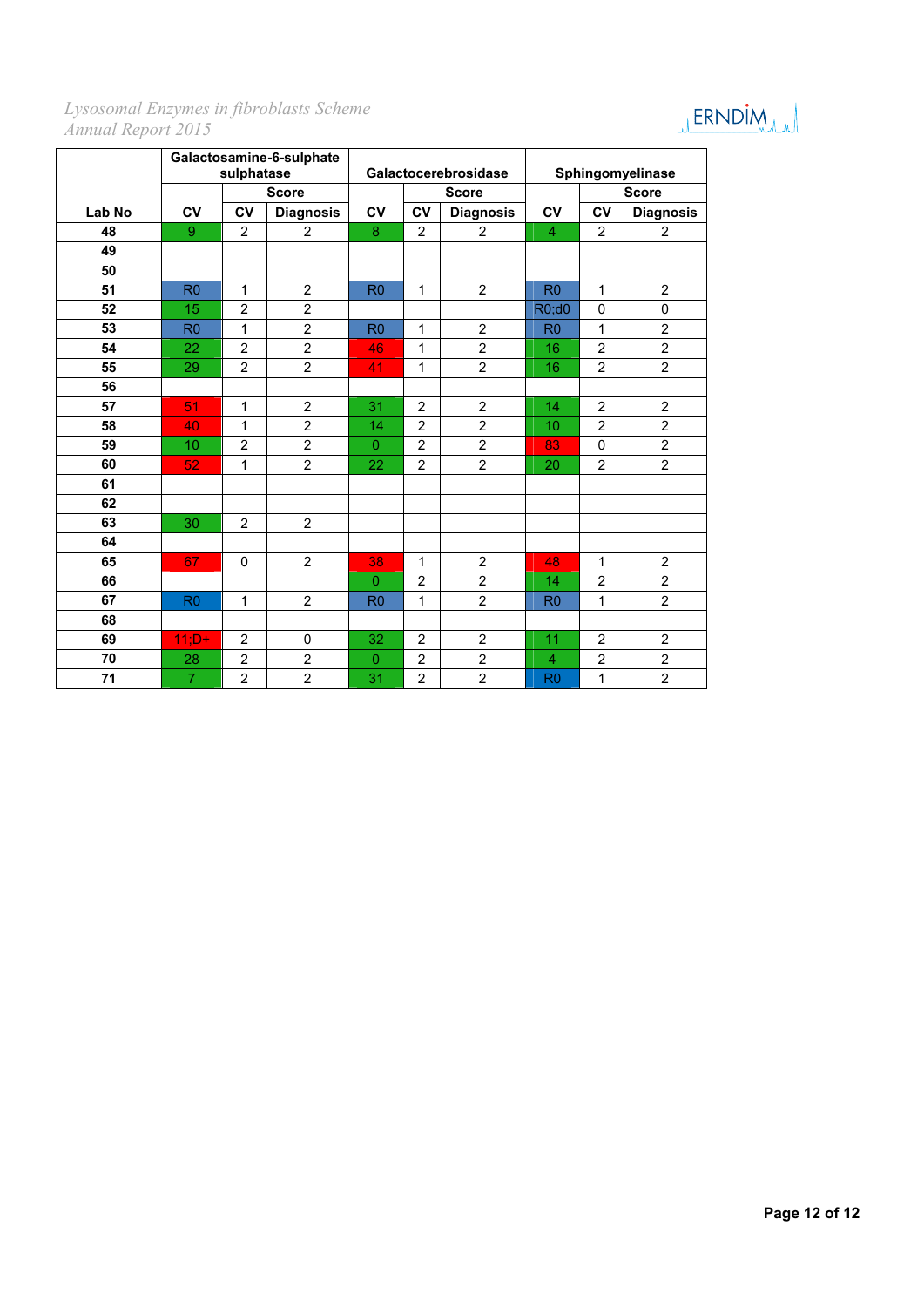| Lab No | Galactosamine-6-sulphate sulphatase | | | Galactocerebrosidase | | | Sphingomyelinase | | |
|---|---|---|---|---|---|---|---|---|---|
| | | Score | | | Score | | | Score | |
| | CV | CV | Diagnosis | CV | CV | Diagnosis | CV | CV | Diagnosis |
| 48 | 9 | 2 | 2 | 8 | 2 | 2 | 4 | 2 | 2 |
| 49 | | | | | | | | | |
| 50 | | | | | | | | | |
| 51 | R0 | 1 | 2 | R0 | 1 | 2 | R0 | 1 | 2 |
| 52 | 15 | 2 | 2 | | | | R0;d0 | 0 | 0 |
| 53 | R0 | 1 | 2 | R0 | 1 | 2 | R0 | 1 | 2 |
| 54 | 22 | 2 | 2 | 46 | 1 | 2 | 16 | 2 | 2 |
| 55 | 29 | 2 | 2 | 41 | 1 | 2 | 16 | 2 | 2 |
| 56 | | | | | | | | | |
| 57 | 51 | 1 | 2 | 31 | 2 | 2 | 14 | 2 | 2 |
| 58 | 40 | 1 | 2 | 14 | 2 | 2 | 10 | 2 | 2 |
| 59 | 10 | 2 | 2 | 0 | 2 | 2 | 83 | 0 | 2 |
| 60 | 52 | 1 | 2 | 22 | 2 | 2 | 20 | 2 | 2 |
| 61 | | | | | | | | | |
| 62 | | | | | | | | | |
| 63 | 30 | 2 | 2 | | | | | | |
| 64 | | | | | | | | | |
| 65 | 67 | 0 | 2 | 38 | 1 | 2 | 48 | 1 | 2 |
| 66 | | | | 0 | 2 | 2 | 14 | 2 | 2 |
| 67 | R0 | 1 | 2 | R0 | 1 | 2 | R0 | 1 | 2 |
| 68 | | | | | | | | | |
| 69 | 11;D+ | 2 | 0 | 32 | 2 | 2 | 11 | 2 | 2 |
| 70 | 28 | 2 | 2 | 0 | 2 | 2 | 4 | 2 | 2 |
| 71 | 7 | 2 | 2 | 31 | 2 | 2 | R0 | 1 | 2 |